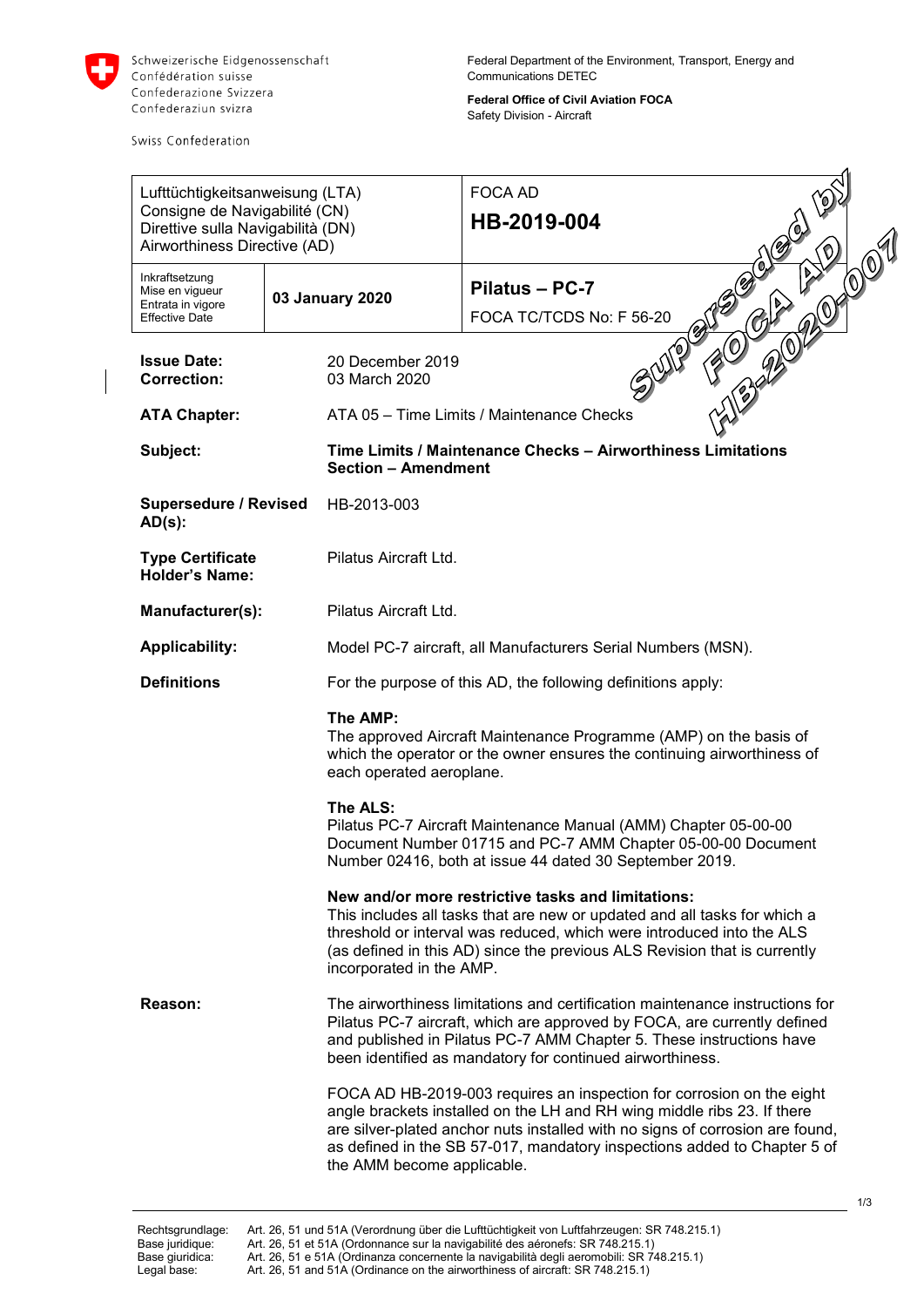Schweizerische Eidgenossenschaft
Confédération suisse
Confederazione Svizzera
Confederaziun svizra

Swiss Confederation

Federal Department of the Environment, Transport, Energy and Communications DETEC

**Federal Office of Civil Aviation FOCA**
Safety Division - Aircraft

| Lufttüchtigkeitsanweisung (LTA)<br>Consigne de Navigabilité (CN)<br>Direttive sulla Navigabilità (DN)<br>Airworthiness Directive (AD) | | FOCA AD<br>**HB-2019-004** |
|---|---|---|
| Inkraftsetzung<br>Mise en vigueur<br>Entrata in vigore<br>Effective Date | **03 January 2020** | **Pilatus – PC-7**<br>FOCA TC/TCDS No: F 56-20 |

Superseded by FOCA AD HB-2020-007

**Issue Date:** 20 December 2019
**Correction:** 03 March 2020

**ATA Chapter:** ATA 05 – Time Limits / Maintenance Checks

**Subject:** **Time Limits / Maintenance Checks – Airworthiness Limitations Section – Amendment**

**Supersedure / Revised AD(s):** HB-2013-003

**Type Certificate Holder's Name:** Pilatus Aircraft Ltd.

**Manufacturer(s):** Pilatus Aircraft Ltd.

**Applicability:** Model PC-7 aircraft, all Manufacturers Serial Numbers (MSN).

**Definitions**

For the purpose of this AD, the following definitions apply:

**The AMP:**
The approved Aircraft Maintenance Programme (AMP) on the basis of which the operator or the owner ensures the continuing airworthiness of each operated aeroplane.

**The ALS:**
Pilatus PC-7 Aircraft Maintenance Manual (AMM) Chapter 05-00-00 Document Number 01715 and PC-7 AMM Chapter 05-00-00 Document Number 02416, both at issue 44 dated 30 September 2019.

**New and/or more restrictive tasks and limitations:**
This includes all tasks that are new or updated and all tasks for which a threshold or interval was reduced, which were introduced into the ALS (as defined in this AD) since the previous ALS Revision that is currently incorporated in the AMP.

**Reason:**

The airworthiness limitations and certification maintenance instructions for Pilatus PC-7 aircraft, which are approved by FOCA, are currently defined and published in Pilatus PC-7 AMM Chapter 5. These instructions have been identified as mandatory for continued airworthiness.

FOCA AD HB-2019-003 requires an inspection for corrosion on the eight angle brackets installed on the LH and RH wing middle ribs 23. If there are silver-plated anchor nuts installed with no signs of corrosion are found, as defined in the SB 57-017, mandatory inspections added to Chapter 5 of the AMM become applicable.

Rechtsgrundlage: Art. 26, 51 und 51A (Verordnung über die Lufttüchtigkeit von Luftfahrzeugen: SR 748.215.1)
Base juridique: Art. 26, 51 et 51A (Ordonnance sur la navigabilité des aéronefs: SR 748.215.1)
Base giuridica: Art. 26, 51 e 51A (Ordinanza concernente la navigabilità degli aeromobili: SR 748.215.1)
Legal base: Art. 26, 51 and 51A (Ordinance on the airworthiness of aircraft: SR 748.215.1)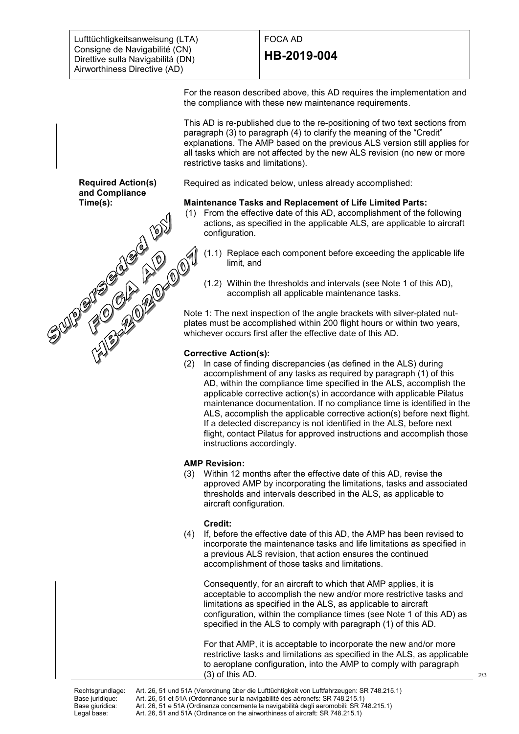For the reason described above, this AD requires the implementation and the compliance with these new maintenance requirements.

This AD is re-published due to the re-positioning of two text sections from paragraph (3) to paragraph (4) to clarify the meaning of the "Credit" explanations. The AMP based on the previous ALS version still applies for all tasks which are not affected by the new ALS revision (no new or more restrictive tasks and limitations).

Superseded by FOCA AD HB-2020-007

**Required Action(s) and Compliance Time(s):**

Required as indicated below, unless already accomplished:

**Maintenance Tasks and Replacement of Life Limited Parts:**

(1) From the effective date of this AD, accomplishment of the following actions, as specified in the applicable ALS, are applicable to aircraft configuration.

(1.1) Replace each component before exceeding the applicable life limit, and

(1.2) Within the thresholds and intervals (see Note 1 of this AD), accomplish all applicable maintenance tasks.

Note 1: The next inspection of the angle brackets with silver-plated nut-plates must be accomplished within 200 flight hours or within two years, whichever occurs first after the effective date of this AD.

**Corrective Action(s):**

(2) In case of finding discrepancies (as defined in the ALS) during accomplishment of any tasks as required by paragraph (1) of this AD, within the compliance time specified in the ALS, accomplish the applicable corrective action(s) in accordance with applicable Pilatus maintenance documentation. If no compliance time is identified in the ALS, accomplish the applicable corrective action(s) before next flight. If a detected discrepancy is not identified in the ALS, before next flight, contact Pilatus for approved instructions and accomplish those instructions accordingly.

**AMP Revision:**

(3) Within 12 months after the effective date of this AD, revise the approved AMP by incorporating the limitations, tasks and associated thresholds and intervals described in the ALS, as applicable to aircraft configuration.

**Credit:**

(4) If, before the effective date of this AD, the AMP has been revised to incorporate the maintenance tasks and life limitations as specified in a previous ALS revision, that action ensures the continued accomplishment of those tasks and limitations.

Consequently, for an aircraft to which that AMP applies, it is acceptable to accomplish the new and/or more restrictive tasks and limitations as specified in the ALS, as applicable to aircraft configuration, within the compliance times (see Note 1 of this AD) as specified in the ALS to comply with paragraph (1) of this AD.

For that AMP, it is acceptable to incorporate the new and/or more restrictive tasks and limitations as specified in the ALS, as applicable to aeroplane configuration, into the AMP to comply with paragraph (3) of this AD.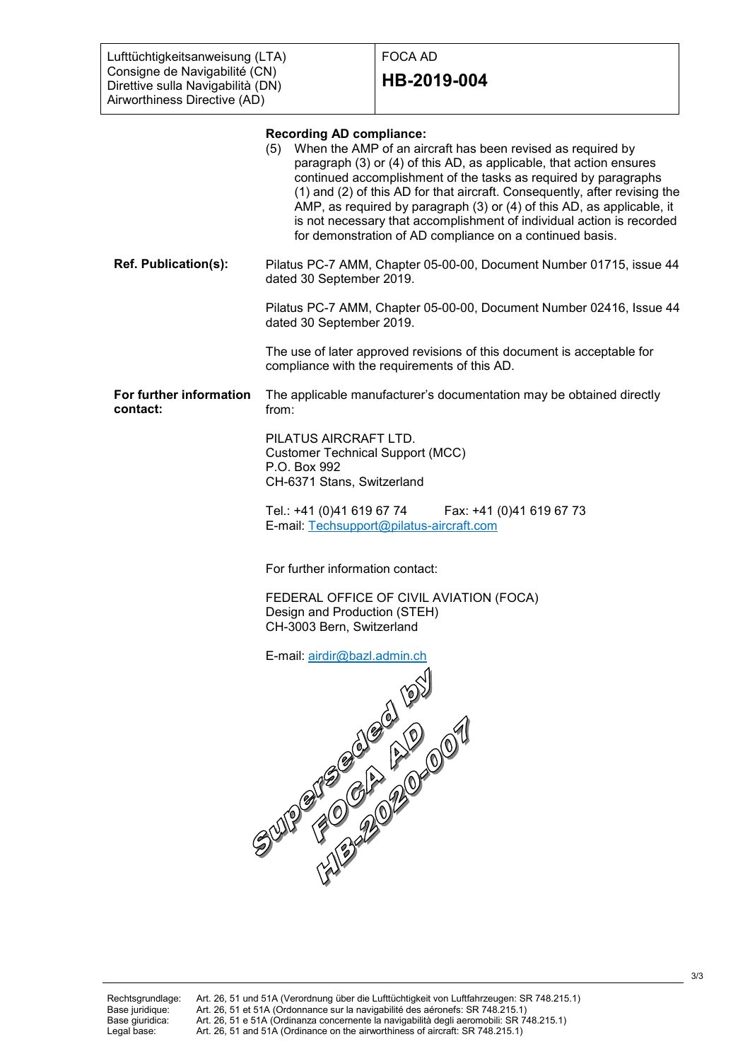| | |
|---|---|
| Lufttüchtigkeitsanweisung (LTA)<br>Consigne de Navigabilité (CN)<br>Direttive sulla Navigabilità (DN)<br>Airworthiness Directive (AD) | FOCA AD<br>**HB-2019-004** |

**Recording AD compliance:**

(5) When the AMP of an aircraft has been revised as required by paragraph (3) or (4) of this AD, as applicable, that action ensures continued accomplishment of the tasks as required by paragraphs (1) and (2) of this AD for that aircraft. Consequently, after revising the AMP, as required by paragraph (3) or (4) of this AD, as applicable, it is not necessary that accomplishment of individual action is recorded for demonstration of AD compliance on a continued basis.

**Ref. Publication(s):**

Pilatus PC-7 AMM, Chapter 05-00-00, Document Number 01715, issue 44 dated 30 September 2019.

Pilatus PC-7 AMM, Chapter 05-00-00, Document Number 02416, Issue 44 dated 30 September 2019.

The use of later approved revisions of this document is acceptable for compliance with the requirements of this AD.

**For further information contact:**

The applicable manufacturer's documentation may be obtained directly from:

PILATUS AIRCRAFT LTD.
Customer Technical Support (MCC)
P.O. Box 992
CH-6371 Stans, Switzerland

Tel.: +41 (0)41 619 67 74 Fax: +41 (0)41 619 67 73
E-mail: Techsupport@pilatus-aircraft.com

For further information contact:

FEDERAL OFFICE OF CIVIL AVIATION (FOCA)
Design and Production (STEH)
CH-3003 Bern, Switzerland

E-mail: airdir@bazl.admin.ch

Superseded by FOCA AD HB-2020-007

Rechtsgrundlage: Art. 26, 51 und 51A (Verordnung über die Lufttüchtigkeit von Luftfahrzeugen: SR 748.215.1)
Base juridique: Art. 26, 51 et 51A (Ordonnance sur la navigabilité des aéronefs: SR 748.215.1)
Base giuridica: Art. 26, 51 e 51A (Ordinanza concernente la navigabilità degli aeromobili: SR 748.215.1)
Legal base: Art. 26, 51 and 51A (Ordinance on the airworthiness of aircraft: SR 748.215.1)